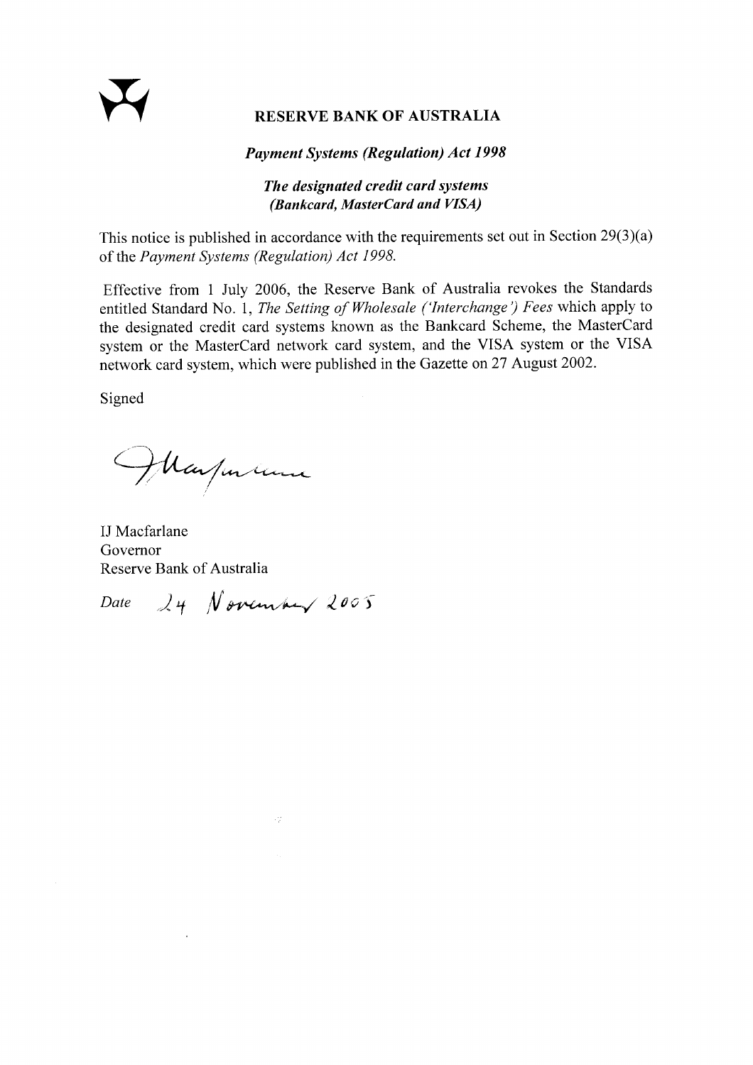# RESERVE BANK OF AUSTRALIA

*Payment Systems (Regulation) Act 1998*

***The designated credit card systems (Bankcard, MasterCard and VISA)***

This notice is published in accordance with the requirements set out in Section 29(3)(a) of the *Payment Systems (Regulation) Act 1998.*

Effective from 1 July 2006, the Reserve Bank of Australia revokes the Standards entitled Standard No. 1, *The Setting of Wholesale ('Interchange') Fees* which apply to the designated credit card systems known as the Bankcard Scheme, the MasterCard system or the MasterCard network card system, and the VISA system or the VISA network card system, which were published in the Gazette on 27 August 2002.

Signed

IJ Macfarlane
Governor
Reserve Bank of Australia

*Date* 24 November 2005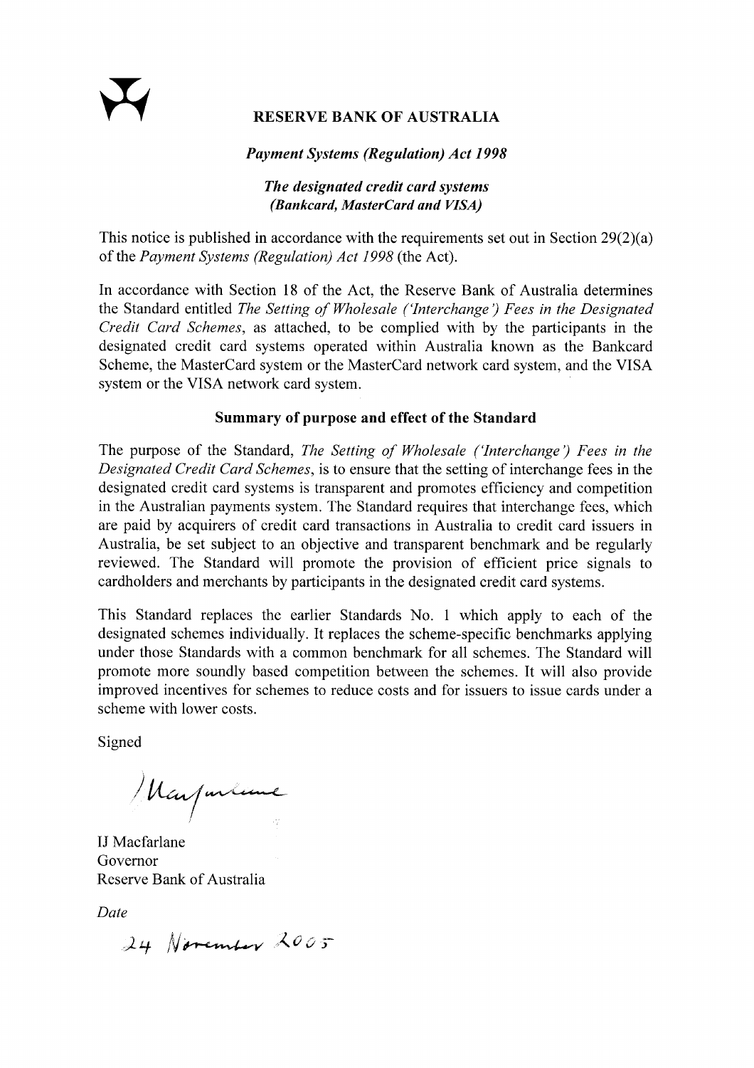**RESERVE BANK OF AUSTRALIA**

***Payment Systems (Regulation) Act 1998***

***The designated credit card systems (Bankcard, MasterCard and VISA)***

This notice is published in accordance with the requirements set out in Section 29(2)(a) of the *Payment Systems (Regulation) Act 1998* (the Act).

In accordance with Section 18 of the Act, the Reserve Bank of Australia determines the Standard entitled *The Setting of Wholesale ('Interchange') Fees in the Designated Credit Card Schemes*, as attached, to be complied with by the participants in the designated credit card systems operated within Australia known as the Bankcard Scheme, the MasterCard system or the MasterCard network card system, and the VISA system or the VISA network card system.

**Summary of purpose and effect of the Standard**

The purpose of the Standard, *The Setting of Wholesale ('Interchange') Fees in the Designated Credit Card Schemes*, is to ensure that the setting of interchange fees in the designated credit card systems is transparent and promotes efficiency and competition in the Australian payments system. The Standard requires that interchange fees, which are paid by acquirers of credit card transactions in Australia to credit card issuers in Australia, be set subject to an objective and transparent benchmark and be regularly reviewed. The Standard will promote the provision of efficient price signals to cardholders and merchants by participants in the designated credit card systems.

This Standard replaces the earlier Standards No. 1 which apply to each of the designated schemes individually. It replaces the scheme-specific benchmarks applying under those Standards with a common benchmark for all schemes. The Standard will promote more soundly based competition between the schemes. It will also provide improved incentives for schemes to reduce costs and for issuers to issue cards under a scheme with lower costs.

Signed

IJ Macfarlane
Governor
Reserve Bank of Australia

*Date*

24 November 2005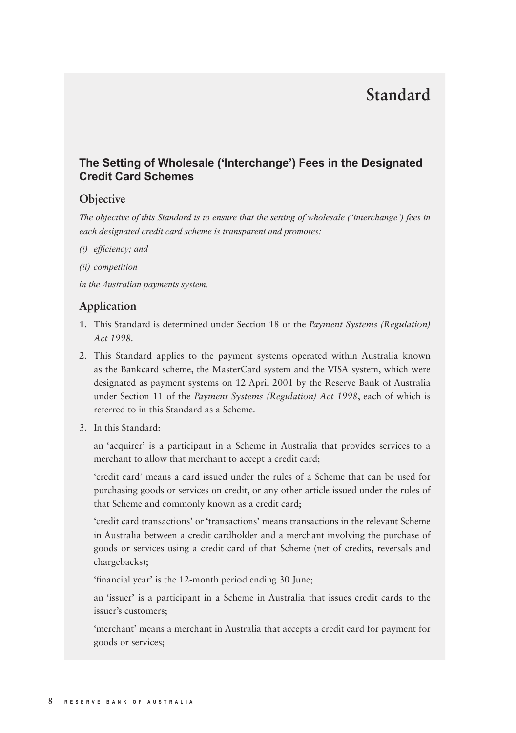# Standard

## The Setting of Wholesale ('Interchange') Fees in the Designated Credit Card Schemes

### Objective

*The objective of this Standard is to ensure that the setting of wholesale ('interchange') fees in each designated credit card scheme is transparent and promotes:*

*(i) efficiency; and*

*(ii) competition*

*in the Australian payments system.*

### Application

1. This Standard is determined under Section 18 of the *Payment Systems (Regulation) Act 1998*.
2. This Standard applies to the payment systems operated within Australia known as the Bankcard scheme, the MasterCard system and the VISA system, which were designated as payment systems on 12 April 2001 by the Reserve Bank of Australia under Section 11 of the *Payment Systems (Regulation) Act 1998*, each of which is referred to in this Standard as a Scheme.
3. In this Standard:

   an 'acquirer' is a participant in a Scheme in Australia that provides services to a merchant to allow that merchant to accept a credit card;

   'credit card' means a card issued under the rules of a Scheme that can be used for purchasing goods or services on credit, or any other article issued under the rules of that Scheme and commonly known as a credit card;

   'credit card transactions' or 'transactions' means transactions in the relevant Scheme in Australia between a credit cardholder and a merchant involving the purchase of goods or services using a credit card of that Scheme (net of credits, reversals and chargebacks);

   'financial year' is the 12-month period ending 30 June;

   an 'issuer' is a participant in a Scheme in Australia that issues credit cards to the issuer's customers;

   'merchant' means a merchant in Australia that accepts a credit card for payment for goods or services;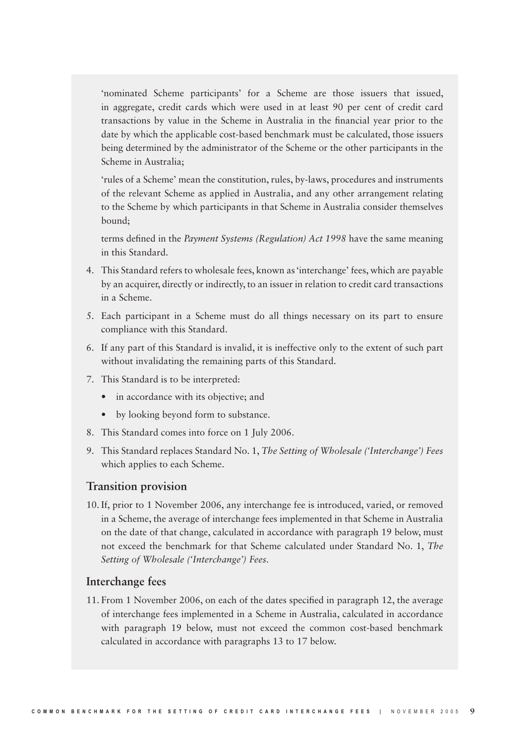'nominated Scheme participants' for a Scheme are those issuers that issued, in aggregate, credit cards which were used in at least 90 per cent of credit card transactions by value in the Scheme in Australia in the financial year prior to the date by which the applicable cost-based benchmark must be calculated, those issuers being determined by the administrator of the Scheme or the other participants in the Scheme in Australia;

'rules of a Scheme' mean the constitution, rules, by-laws, procedures and instruments of the relevant Scheme as applied in Australia, and any other arrangement relating to the Scheme by which participants in that Scheme in Australia consider themselves bound;

terms defined in the *Payment Systems (Regulation) Act 1998* have the same meaning in this Standard.

4. This Standard refers to wholesale fees, known as 'interchange' fees, which are payable by an acquirer, directly or indirectly, to an issuer in relation to credit card transactions in a Scheme.
5. Each participant in a Scheme must do all things necessary on its part to ensure compliance with this Standard.
6. If any part of this Standard is invalid, it is ineffective only to the extent of such part without invalidating the remaining parts of this Standard.
7. This Standard is to be interpreted:
   - in accordance with its objective; and
   - by looking beyond form to substance.
8. This Standard comes into force on 1 July 2006.
9. This Standard replaces Standard No. 1, *The Setting of Wholesale ('Interchange') Fees* which applies to each Scheme.

## Transition provision

10. If, prior to 1 November 2006, any interchange fee is introduced, varied, or removed in a Scheme, the average of interchange fees implemented in that Scheme in Australia on the date of that change, calculated in accordance with paragraph 19 below, must not exceed the benchmark for that Scheme calculated under Standard No. 1, *The Setting of Wholesale ('Interchange') Fees*.

## Interchange fees

11. From 1 November 2006, on each of the dates specified in paragraph 12, the average of interchange fees implemented in a Scheme in Australia, calculated in accordance with paragraph 19 below, must not exceed the common cost-based benchmark calculated in accordance with paragraphs 13 to 17 below.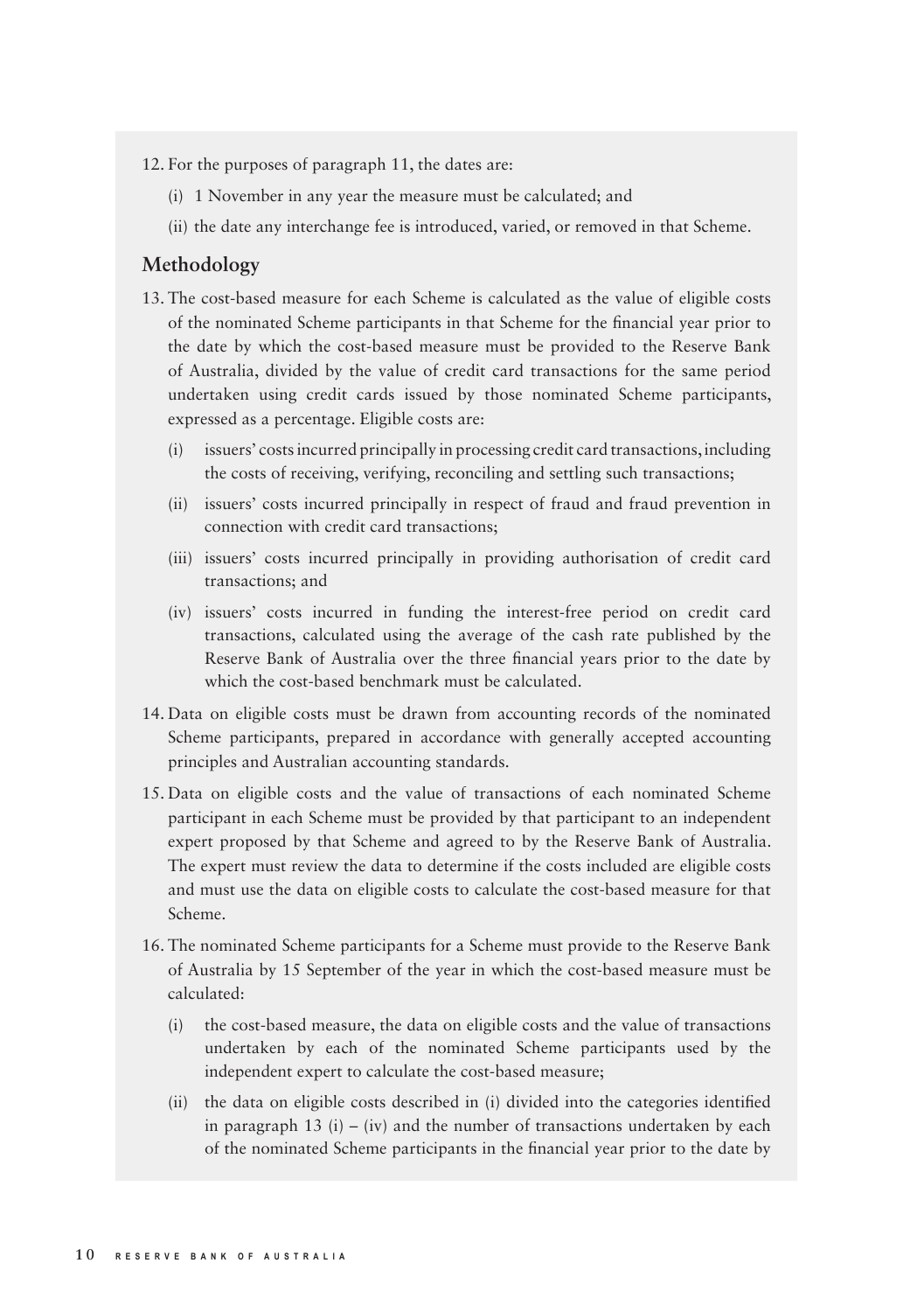12. For the purposes of paragraph 11, the dates are:

    (i) 1 November in any year the measure must be calculated; and

    (ii) the date any interchange fee is introduced, varied, or removed in that Scheme.

### Methodology

13. The cost-based measure for each Scheme is calculated as the value of eligible costs of the nominated Scheme participants in that Scheme for the financial year prior to the date by which the cost-based measure must be provided to the Reserve Bank of Australia, divided by the value of credit card transactions for the same period undertaken using credit cards issued by those nominated Scheme participants, expressed as a percentage. Eligible costs are:

    (i) issuers' costs incurred principally in processing credit card transactions, including the costs of receiving, verifying, reconciling and settling such transactions;

    (ii) issuers' costs incurred principally in respect of fraud and fraud prevention in connection with credit card transactions;

    (iii) issuers' costs incurred principally in providing authorisation of credit card transactions; and

    (iv) issuers' costs incurred in funding the interest-free period on credit card transactions, calculated using the average of the cash rate published by the Reserve Bank of Australia over the three financial years prior to the date by which the cost-based benchmark must be calculated.

14. Data on eligible costs must be drawn from accounting records of the nominated Scheme participants, prepared in accordance with generally accepted accounting principles and Australian accounting standards.

15. Data on eligible costs and the value of transactions of each nominated Scheme participant in each Scheme must be provided by that participant to an independent expert proposed by that Scheme and agreed to by the Reserve Bank of Australia. The expert must review the data to determine if the costs included are eligible costs and must use the data on eligible costs to calculate the cost-based measure for that Scheme.

16. The nominated Scheme participants for a Scheme must provide to the Reserve Bank of Australia by 15 September of the year in which the cost-based measure must be calculated:

    (i) the cost-based measure, the data on eligible costs and the value of transactions undertaken by each of the nominated Scheme participants used by the independent expert to calculate the cost-based measure;

    (ii) the data on eligible costs described in (i) divided into the categories identified in paragraph 13 (i) – (iv) and the number of transactions undertaken by each of the nominated Scheme participants in the financial year prior to the date by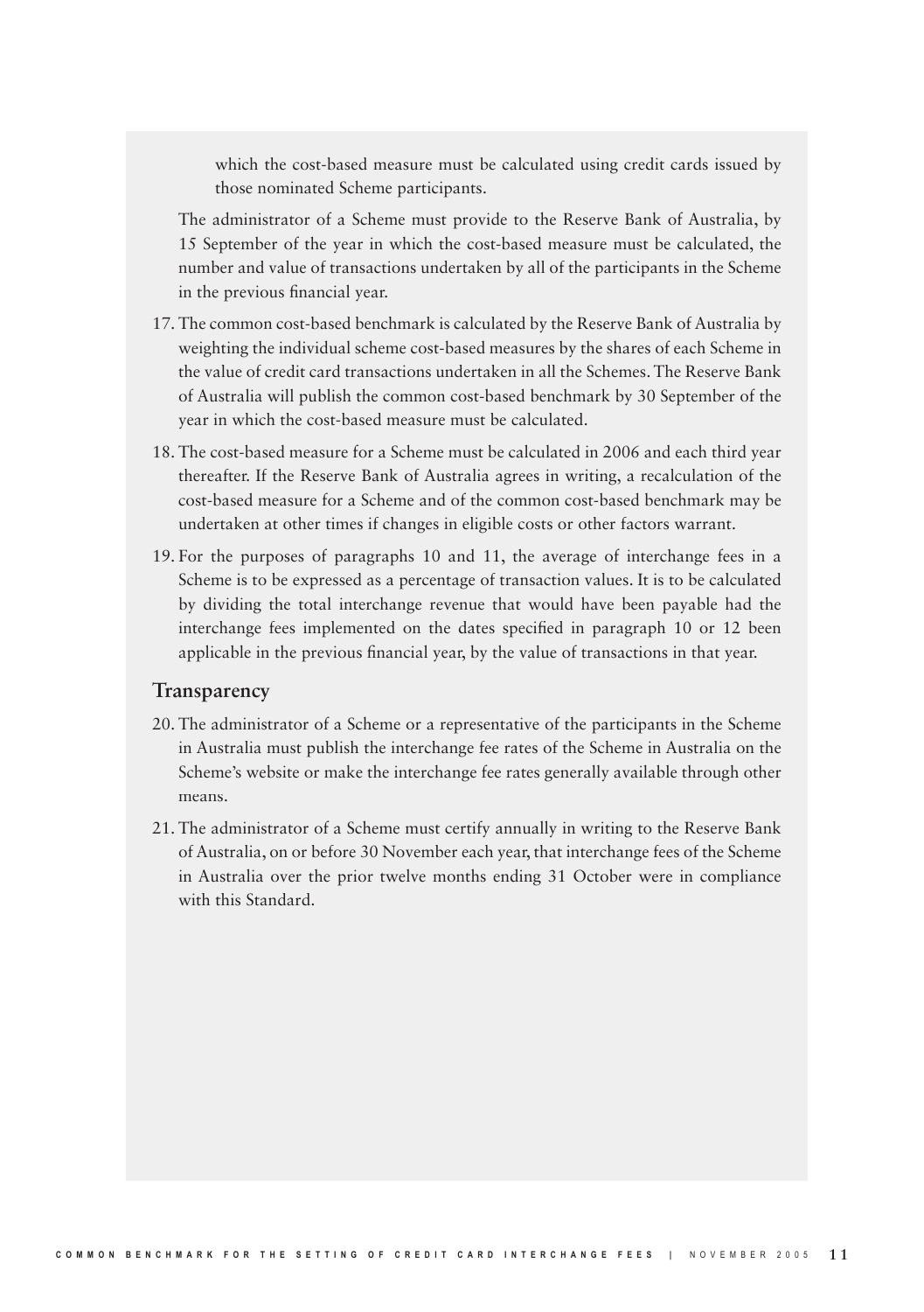which the cost-based measure must be calculated using credit cards issued by those nominated Scheme participants.

The administrator of a Scheme must provide to the Reserve Bank of Australia, by 15 September of the year in which the cost-based measure must be calculated, the number and value of transactions undertaken by all of the participants in the Scheme in the previous financial year.

17. The common cost-based benchmark is calculated by the Reserve Bank of Australia by weighting the individual scheme cost-based measures by the shares of each Scheme in the value of credit card transactions undertaken in all the Schemes. The Reserve Bank of Australia will publish the common cost-based benchmark by 30 September of the year in which the cost-based measure must be calculated.
18. The cost-based measure for a Scheme must be calculated in 2006 and each third year thereafter. If the Reserve Bank of Australia agrees in writing, a recalculation of the cost-based measure for a Scheme and of the common cost-based benchmark may be undertaken at other times if changes in eligible costs or other factors warrant.
19. For the purposes of paragraphs 10 and 11, the average of interchange fees in a Scheme is to be expressed as a percentage of transaction values. It is to be calculated by dividing the total interchange revenue that would have been payable had the interchange fees implemented on the dates specified in paragraph 10 or 12 been applicable in the previous financial year, by the value of transactions in that year.

## Transparency

20. The administrator of a Scheme or a representative of the participants in the Scheme in Australia must publish the interchange fee rates of the Scheme in Australia on the Scheme's website or make the interchange fee rates generally available through other means.
21. The administrator of a Scheme must certify annually in writing to the Reserve Bank of Australia, on or before 30 November each year, that interchange fees of the Scheme in Australia over the prior twelve months ending 31 October were in compliance with this Standard.